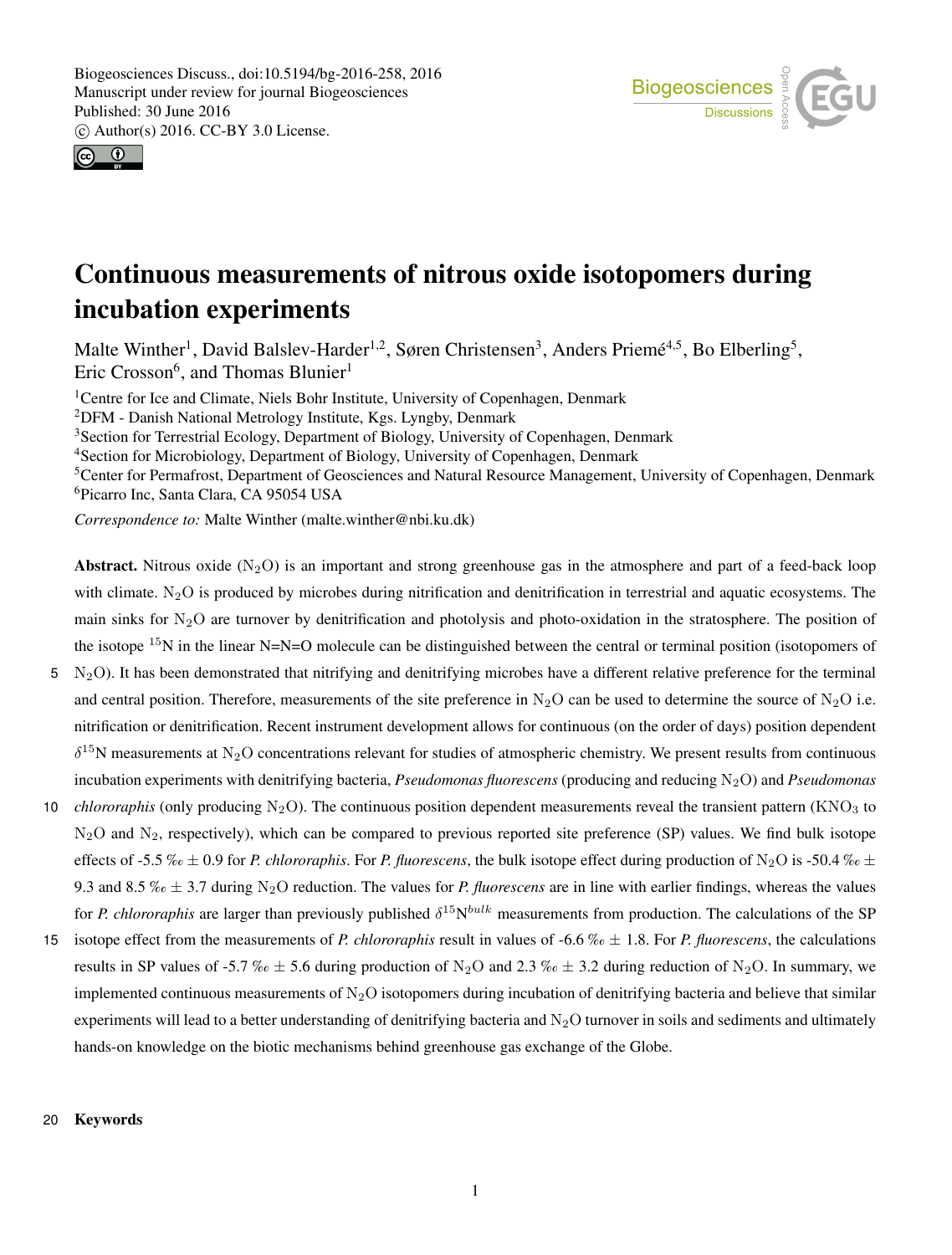# Continuous measurements of nitrous oxide isotopomers during incubation experiments

Malte Winther[1], David Balslev-Harder[1,2], Søren Christensen[3], Anders Priemé[4,5], Bo Elberling[5], Eric Crosson[6], and Thomas Blunier[1]

[1]Centre for Ice and Climate, Niels Bohr Institute, University of Copenhagen, Denmark

[2]DFM - Danish National Metrology Institute, Kgs. Lyngby, Denmark

[3]Section for Terrestrial Ecology, Department of Biology, University of Copenhagen, Denmark

[4]Section for Microbiology, Department of Biology, University of Copenhagen, Denmark

[5]Center for Permafrost, Department of Geosciences and Natural Resource Management, University of Copenhagen, Denmark

[6]Picarro Inc, Santa Clara, CA 95054 USA

*Correspondence to:* Malte Winther (malte.winther@nbi.ku.dk)

**Abstract.** Nitrous oxide ($N_2O$) is an important and strong greenhouse gas in the atmosphere and part of a feed-back loop with climate. $N_2O$ is produced by microbes during nitrification and denitrification in terrestrial and aquatic ecosystems. The main sinks for $N_2O$ are turnover by denitrification and photolysis and photo-oxidation in the stratosphere. The position of the isotope $^{15}N$ in the linear N=N=O molecule can be distinguished between the central or terminal position (isotopomers of $N_2O$). It has been demonstrated that nitrifying and denitrifying microbes have a different relative preference for the terminal and central position. Therefore, measurements of the site preference in $N_2O$ can be used to determine the source of $N_2O$ i.e. nitrification or denitrification. Recent instrument development allows for continuous (on the order of days) position dependent $\delta^{15}N$ measurements at $N_2O$ concentrations relevant for studies of atmospheric chemistry. We present results from continuous incubation experiments with denitrifying bacteria, *Pseudomonas fluorescens* (producing and reducing $N_2O$) and *Pseudomonas chlororaphis* (only producing $N_2O$). The continuous position dependent measurements reveal the transient pattern ($KNO_3$ to $N_2O$ and $N_2$, respectively), which can be compared to previous reported site preference (SP) values. We find bulk isotope effects of -5.5 ‰ ± 0.9 for *P. chlororaphis*. For *P. fluorescens*, the bulk isotope effect during production of $N_2O$ is -50.4 ‰ ± 9.3 and 8.5 ‰ ± 3.7 during $N_2O$ reduction. The values for *P. fluorescens* are in line with earlier findings, whereas the values for *P. chlororaphis* are larger than previously published $\delta^{15}N^{bulk}$ measurements from production. The calculations of the SP isotope effect from the measurements of *P. chlororaphis* result in values of -6.6 ‰ ± 1.8. For *P. fluorescens*, the calculations results in SP values of -5.7 ‰ ± 5.6 during production of $N_2O$ and 2.3 ‰ ± 3.2 during reduction of $N_2O$. In summary, we implemented continuous measurements of $N_2O$ isotopomers during incubation of denitrifying bacteria and believe that similar experiments will lead to a better understanding of denitrifying bacteria and $N_2O$ turnover in soils and sediments and ultimately hands-on knowledge on the biotic mechanisms behind greenhouse gas exchange of the Globe.

**Keywords**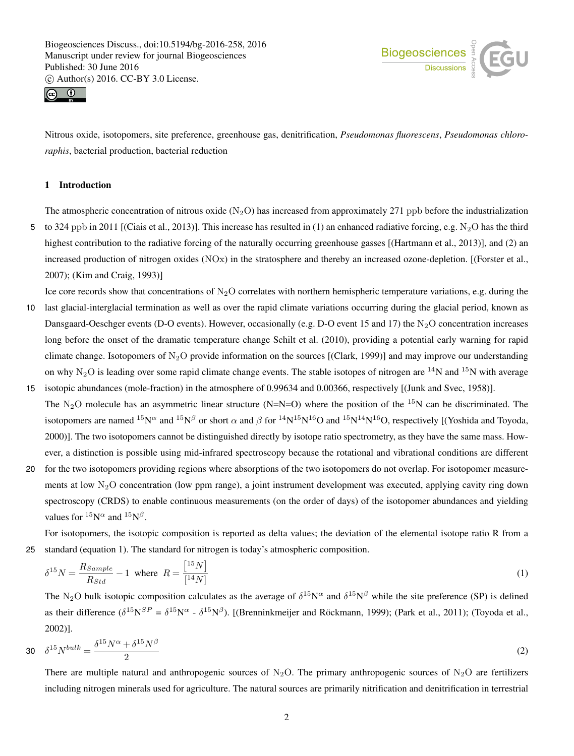Nitrous oxide, isotopomers, site preference, greenhouse gas, denitrification, *Pseudomonas fluorescens*, *Pseudomonas chlororaphis*, bacterial production, bacterial reduction

## 1 Introduction

The atmospheric concentration of nitrous oxide ($N_2O$) has increased from approximately 271 ppb before the industrialization to 324 ppb in 2011 [(Ciais et al., 2013)]. This increase has resulted in (1) an enhanced radiative forcing, e.g. $N_2O$ has the third highest contribution to the radiative forcing of the naturally occurring greenhouse gasses [(Hartmann et al., 2013)], and (2) an increased production of nitrogen oxides (NOx) in the stratosphere and thereby an increased ozone-depletion. [(Forster et al., 2007); (Kim and Craig, 1993)]

Ice core records show that concentrations of $N_2O$ correlates with northern hemispheric temperature variations, e.g. during the last glacial-interglacial termination as well as over the rapid climate variations occurring during the glacial period, known as Dansgaard-Oeschger events (D-O events). However, occasionally (e.g. D-O event 15 and 17) the $N_2O$ concentration increases long before the onset of the dramatic temperature change Schilt et al. (2010), providing a potential early warning for rapid climate change. Isotopomers of $N_2O$ provide information on the sources [(Clark, 1999)] and may improve our understanding on why $N_2O$ is leading over some rapid climate change events. The stable isotopes of nitrogen are $^{14}N$ and $^{15}N$ with average isotopic abundances (mole-fraction) in the atmosphere of 0.99634 and 0.00366, respectively [(Junk and Svec, 1958)].

The $N_2O$ molecule has an asymmetric linear structure (N=N=O) where the position of the $^{15}N$ can be discriminated. The isotopomers are named $^{15}N^{\alpha}$ and $^{15}N^{\beta}$ or short $\alpha$ and $\beta$ for $^{14}N^{15}N^{16}O$ and $^{15}N^{14}N^{16}O$, respectively [(Yoshida and Toyoda, 2000)]. The two isotopomers cannot be distinguished directly by isotope ratio spectrometry, as they have the same mass. However, a distinction is possible using mid-infrared spectroscopy because the rotational and vibrational conditions are different for the two isotopomers providing regions where absorptions of the two isotopomers do not overlap. For isotopomer measurements at low $N_2O$ concentration (low ppm range), a joint instrument development was executed, applying cavity ring down spectroscopy (CRDS) to enable continuous measurements (on the order of days) of the isotopomer abundances and yielding values for $^{15}N^{\alpha}$ and $^{15}N^{\beta}$.

For isotopomers, the isotopic composition is reported as delta values; the deviation of the elemental isotope ratio R from a standard (equation 1). The standard for nitrogen is today's atmospheric composition.

$$\delta^{15}N = \frac{R_{Sample}}{R_{Std}} - 1 \text{ where } R = \frac{[^{15}N]}{[^{14}N]} \quad (1)$$

The $N_2O$ bulk isotopic composition calculates as the average of $\delta^{15}N^{\alpha}$ and $\delta^{15}N^{\beta}$ while the site preference (SP) is defined as their difference ($\delta^{15}N^{SP} = \delta^{15}N^{\alpha} - \delta^{15}N^{\beta}$). [(Brenninkmeijer and Röckmann, 1999); (Park et al., 2011); (Toyoda et al., 2002)].

$$\delta^{15}N^{bulk} = \frac{\delta^{15}N^{\alpha} + \delta^{15}N^{\beta}}{2} \quad (2)$$

There are multiple natural and anthropogenic sources of $N_2O$. The primary anthropogenic sources of $N_2O$ are fertilizers including nitrogen minerals used for agriculture. The natural sources are primarily nitrification and denitrification in terrestrial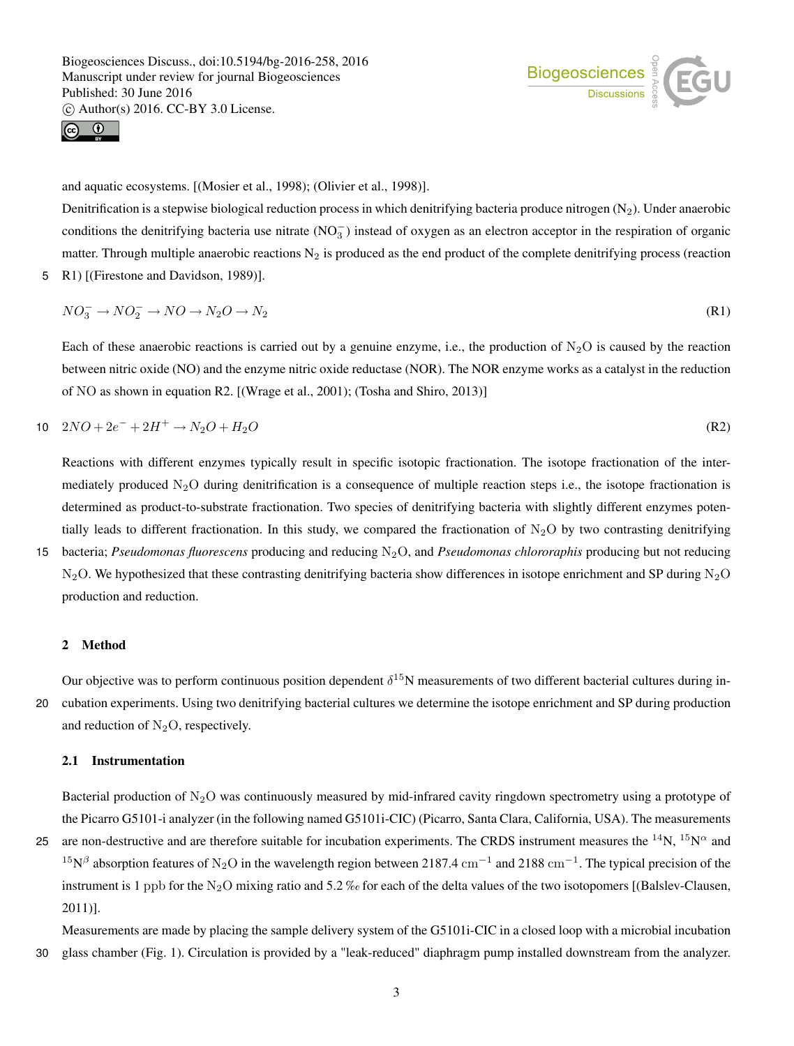and aquatic ecosystems. [(Mosier et al., 1998); (Olivier et al., 1998)].

Denitrification is a stepwise biological reduction process in which denitrifying bacteria produce nitrogen ($N_2$). Under anaerobic conditions the denitrifying bacteria use nitrate ($NO_3^-$) instead of oxygen as an electron acceptor in the respiration of organic matter. Through multiple anaerobic reactions $N_2$ is produced as the end product of the complete denitrifying process (reaction R1) [(Firestone and Davidson, 1989)].

$$NO_3^- \rightarrow NO_2^- \rightarrow NO \rightarrow N_2O \rightarrow N_2 \tag{R1}$$

Each of these anaerobic reactions is carried out by a genuine enzyme, i.e., the production of $N_2O$ is caused by the reaction between nitric oxide (NO) and the enzyme nitric oxide reductase (NOR). The NOR enzyme works as a catalyst in the reduction of NO as shown in equation R2. [(Wrage et al., 2001); (Tosha and Shiro, 2013)]

$$2NO + 2e^- + 2H^+ \rightarrow N_2O + H_2O \tag{R2}$$

Reactions with different enzymes typically result in specific isotopic fractionation. The isotope fractionation of the intermediately produced $N_2O$ during denitrification is a consequence of multiple reaction steps i.e., the isotope fractionation is determined as product-to-substrate fractionation. Two species of denitrifying bacteria with slightly different enzymes potentially leads to different fractionation. In this study, we compared the fractionation of $N_2O$ by two contrasting denitrifying bacteria; *Pseudomonas fluorescens* producing and reducing $N_2O$, and *Pseudomonas chlororaphis* producing but not reducing $N_2O$. We hypothesized that these contrasting denitrifying bacteria show differences in isotope enrichment and SP during $N_2O$ production and reduction.

## 2 Method

Our objective was to perform continuous position dependent $\delta^{15}N$ measurements of two different bacterial cultures during incubation experiments. Using two denitrifying bacterial cultures we determine the isotope enrichment and SP during production and reduction of $N_2O$, respectively.

### 2.1 Instrumentation

Bacterial production of $N_2O$ was continuously measured by mid-infrared cavity ringdown spectrometry using a prototype of the Picarro G5101-i analyzer (in the following named G5101i-CIC) (Picarro, Santa Clara, California, USA). The measurements are non-destructive and are therefore suitable for incubation experiments. The CRDS instrument measures the $^{14}N$, $^{15}N^{\alpha}$ and $^{15}N^{\beta}$ absorption features of $N_2O$ in the wavelength region between 2187.4 $cm^{-1}$ and 2188 $cm^{-1}$. The typical precision of the instrument is 1 ppb for the $N_2O$ mixing ratio and 5.2 ‰ for each of the delta values of the two isotopomers [(Balslev-Clausen, 2011)].

Measurements are made by placing the sample delivery system of the G5101i-CIC in a closed loop with a microbial incubation glass chamber (Fig. 1). Circulation is provided by a "leak-reduced" diaphragm pump installed downstream from the analyzer.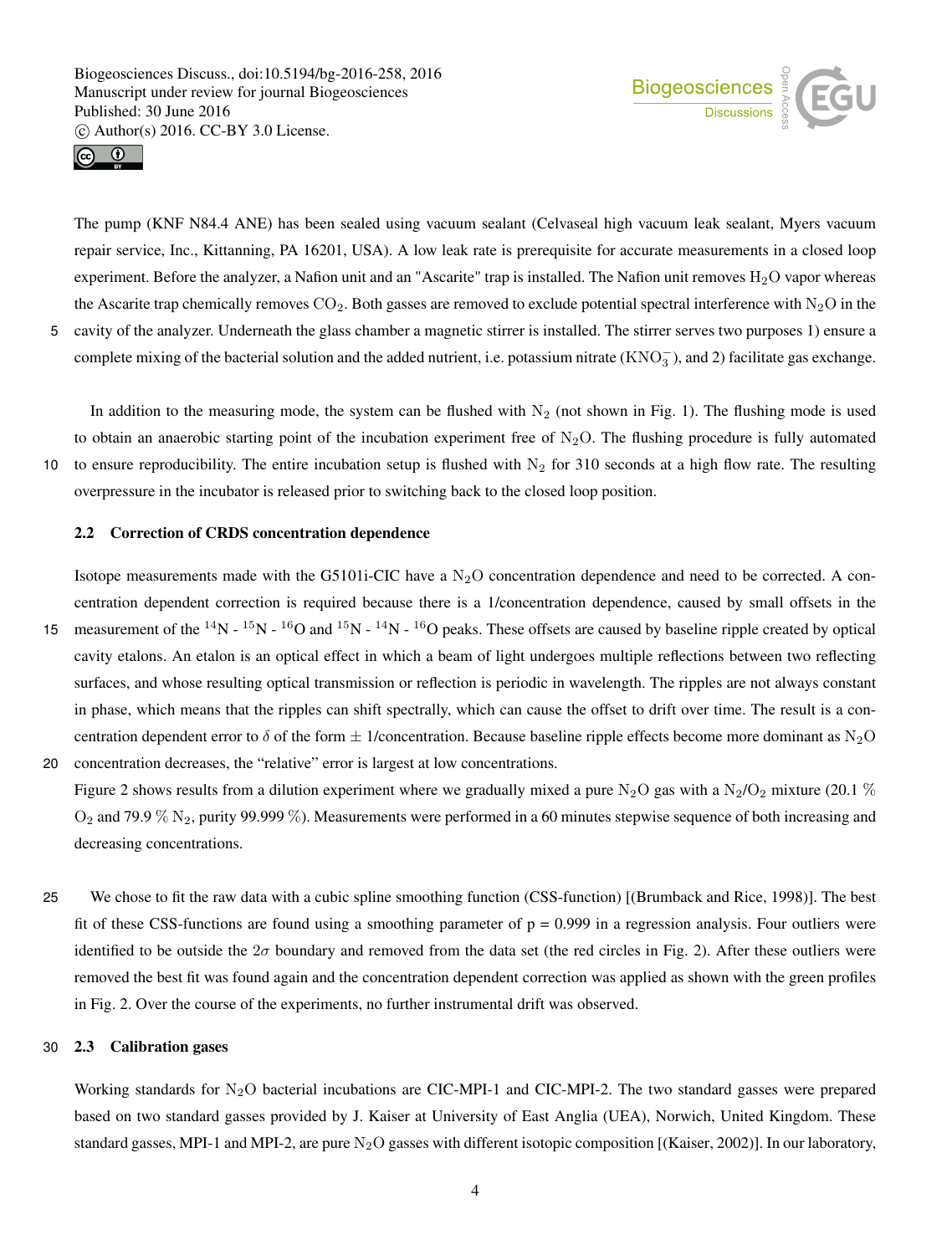The pump (KNF N84.4 ANE) has been sealed using vacuum sealant (Celvaseal high vacuum leak sealant, Myers vacuum repair service, Inc., Kittanning, PA 16201, USA). A low leak rate is prerequisite for accurate measurements in a closed loop experiment. Before the analyzer, a Nafion unit and an "Ascarite" trap is installed. The Nafion unit removes $H_2O$ vapor whereas the Ascarite trap chemically removes $CO_2$. Both gasses are removed to exclude potential spectral interference with $N_2O$ in the cavity of the analyzer. Underneath the glass chamber a magnetic stirrer is installed. The stirrer serves two purposes 1) ensure a complete mixing of the bacterial solution and the added nutrient, i.e. potassium nitrate ($KNO_3^-$), and 2) facilitate gas exchange.

In addition to the measuring mode, the system can be flushed with $N_2$ (not shown in Fig. 1). The flushing mode is used to obtain an anaerobic starting point of the incubation experiment free of $N_2O$. The flushing procedure is fully automated to ensure reproducibility. The entire incubation setup is flushed with $N_2$ for 310 seconds at a high flow rate. The resulting overpressure in the incubator is released prior to switching back to the closed loop position.

### 2.2 Correction of CRDS concentration dependence

Isotope measurements made with the G5101i-CIC have a $N_2O$ concentration dependence and need to be corrected. A concentration dependent correction is required because there is a 1/concentration dependence, caused by small offsets in the measurement of the $^{14}N$ - $^{15}N$ - $^{16}O$ and $^{15}N$ - $^{14}N$ - $^{16}O$ peaks. These offsets are caused by baseline ripple created by optical cavity etalons. An etalon is an optical effect in which a beam of light undergoes multiple reflections between two reflecting surfaces, and whose resulting optical transmission or reflection is periodic in wavelength. The ripples are not always constant in phase, which means that the ripples can shift spectrally, which can cause the offset to drift over time. The result is a concentration dependent error to $\delta$ of the form $\pm$ 1/concentration. Because baseline ripple effects become more dominant as $N_2O$ concentration decreases, the "relative" error is largest at low concentrations.

Figure 2 shows results from a dilution experiment where we gradually mixed a pure $N_2O$ gas with a $N_2/O_2$ mixture (20.1 % $O_2$ and 79.9 % $N_2$, purity 99.999 %). Measurements were performed in a 60 minutes stepwise sequence of both increasing and decreasing concentrations.

We chose to fit the raw data with a cubic spline smoothing function (CSS-function) [(Brumback and Rice, 1998)]. The best fit of these CSS-functions are found using a smoothing parameter of p = 0.999 in a regression analysis. Four outliers were identified to be outside the $2\sigma$ boundary and removed from the data set (the red circles in Fig. 2). After these outliers were removed the best fit was found again and the concentration dependent correction was applied as shown with the green profiles in Fig. 2. Over the course of the experiments, no further instrumental drift was observed.

### 2.3 Calibration gases

Working standards for $N_2O$ bacterial incubations are CIC-MPI-1 and CIC-MPI-2. The two standard gasses were prepared based on two standard gasses provided by J. Kaiser at University of East Anglia (UEA), Norwich, United Kingdom. These standard gasses, MPI-1 and MPI-2, are pure $N_2O$ gasses with different isotopic composition [(Kaiser, 2002)]. In our laboratory,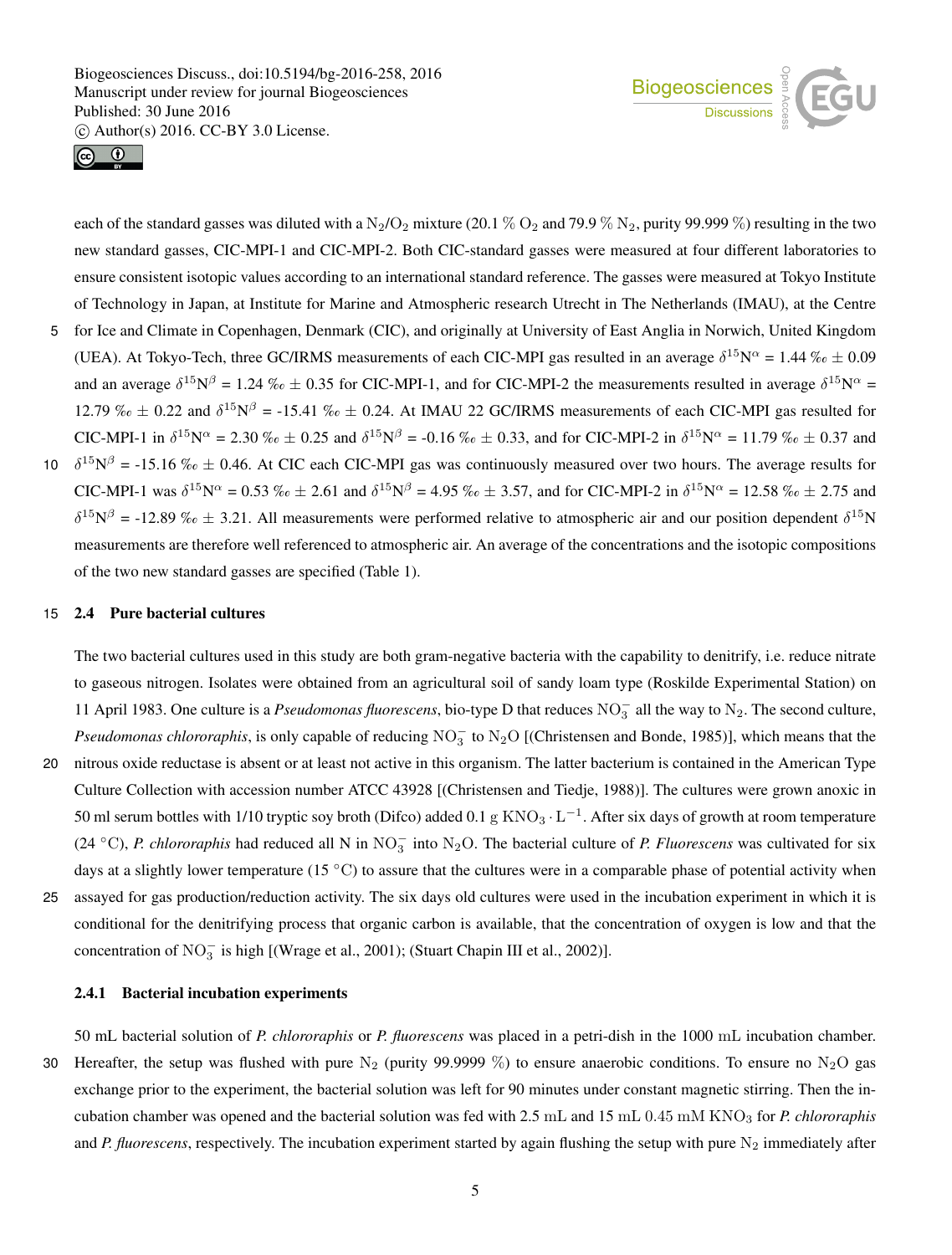each of the standard gasses was diluted with a $N_2/O_2$ mixture (20.1 % $O_2$ and 79.9 % $N_2$, purity 99.999 %) resulting in the two new standard gasses, CIC-MPI-1 and CIC-MPI-2. Both CIC-standard gasses were measured at four different laboratories to ensure consistent isotopic values according to an international standard reference. The gasses were measured at Tokyo Institute of Technology in Japan, at Institute for Marine and Atmospheric research Utrecht in The Netherlands (IMAU), at the Centre for Ice and Climate in Copenhagen, Denmark (CIC), and originally at University of East Anglia in Norwich, United Kingdom (UEA). At Tokyo-Tech, three GC/IRMS measurements of each CIC-MPI gas resulted in an average $\delta^{15}N^{\alpha}$ = 1.44 ‰ ± 0.09 and an average $\delta^{15}N^{\beta}$ = 1.24 ‰ ± 0.35 for CIC-MPI-1, and for CIC-MPI-2 the measurements resulted in average $\delta^{15}N^{\alpha}$ = 12.79 ‰ ± 0.22 and $\delta^{15}N^{\beta}$ = -15.41 ‰ ± 0.24. At IMAU 22 GC/IRMS measurements of each CIC-MPI gas resulted for CIC-MPI-1 in $\delta^{15}N^{\alpha}$ = 2.30 ‰ ± 0.25 and $\delta^{15}N^{\beta}$ = -0.16 ‰ ± 0.33, and for CIC-MPI-2 in $\delta^{15}N^{\alpha}$ = 11.79 ‰ ± 0.37 and $\delta^{15}N^{\beta}$ = -15.16 ‰ ± 0.46. At CIC each CIC-MPI gas was continuously measured over two hours. The average results for CIC-MPI-1 was $\delta^{15}N^{\alpha}$ = 0.53 ‰ ± 2.61 and $\delta^{15}N^{\beta}$ = 4.95 ‰ ± 3.57, and for CIC-MPI-2 in $\delta^{15}N^{\alpha}$ = 12.58 ‰ ± 2.75 and $\delta^{15}N^{\beta}$ = -12.89 ‰ ± 3.21. All measurements were performed relative to atmospheric air and our position dependent $\delta^{15}N$ measurements are therefore well referenced to atmospheric air. An average of the concentrations and the isotopic compositions of the two new standard gasses are specified (Table 1).

### 2.4 Pure bacterial cultures

The two bacterial cultures used in this study are both gram-negative bacteria with the capability to denitrify, i.e. reduce nitrate to gaseous nitrogen. Isolates were obtained from an agricultural soil of sandy loam type (Roskilde Experimental Station) on 11 April 1983. One culture is a *Pseudomonas fluorescens*, bio-type D that reduces $NO_3^-$ all the way to $N_2$. The second culture, *Pseudomonas chlororaphis*, is only capable of reducing $NO_3^-$ to $N_2O$ [(Christensen and Bonde, 1985)], which means that the nitrous oxide reductase is absent or at least not active in this organism. The latter bacterium is contained in the American Type Culture Collection with accession number ATCC 43928 [(Christensen and Tiedje, 1988)]. The cultures were grown anoxic in 50 ml serum bottles with 1/10 tryptic soy broth (Difco) added 0.1 $g\ KNO_3 \cdot L^{-1}$. After six days of growth at room temperature (24 °C), *P. chlororaphis* had reduced all N in $NO_3^-$ into $N_2O$. The bacterial culture of *P. Fluorescens* was cultivated for six days at a slightly lower temperature (15 °C) to assure that the cultures were in a comparable phase of potential activity when assayed for gas production/reduction activity. The six days old cultures were used in the incubation experiment in which it is conditional for the denitrifying process that organic carbon is available, that the concentration of oxygen is low and that the concentration of $NO_3^-$ is high [(Wrage et al., 2001); (Stuart Chapin III et al., 2002)].

#### 2.4.1 Bacterial incubation experiments

50 mL bacterial solution of *P. chlororaphis* or *P. fluorescens* was placed in a petri-dish in the 1000 mL incubation chamber. Hereafter, the setup was flushed with pure $N_2$ (purity 99.9999 %) to ensure anaerobic conditions. To ensure no $N_2O$ gas exchange prior to the experiment, the bacterial solution was left for 90 minutes under constant magnetic stirring. Then the incubation chamber was opened and the bacterial solution was fed with 2.5 mL and 15 mL 0.45 mM $KNO_3$ for *P. chlororaphis* and *P. fluorescens*, respectively. The incubation experiment started by again flushing the setup with pure $N_2$ immediately after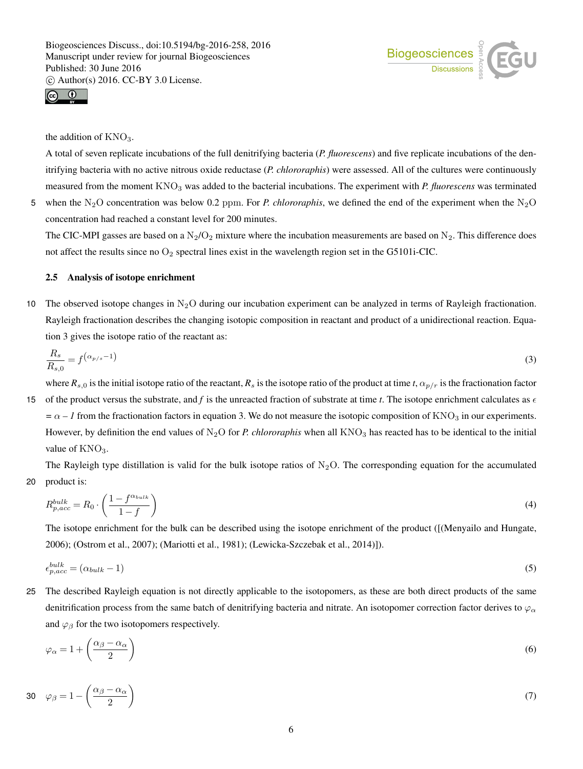the addition of $KNO_3$.

A total of seven replicate incubations of the full denitrifying bacteria (*P. fluorescens*) and five replicate incubations of the denitrifying bacteria with no active nitrous oxide reductase (*P. chlororaphis*) were assessed. All of the cultures were continuously measured from the moment $KNO_3$ was added to the bacterial incubations. The experiment with *P. fluorescens* was terminated when the $N_2O$ concentration was below 0.2 ppm. For *P. chlororaphis*, we defined the end of the experiment when the $N_2O$ concentration had reached a constant level for 200 minutes.

The CIC-MPI gasses are based on a $N_2/O_2$ mixture where the incubation measurements are based on $N_2$. This difference does not affect the results since no $O_2$ spectral lines exist in the wavelength region set in the G5101i-CIC.

### 2.5 Analysis of isotope enrichment

The observed isotope changes in $N_2O$ during our incubation experiment can be analyzed in terms of Rayleigh fractionation. Rayleigh fractionation describes the changing isotopic composition in reactant and product of a unidirectional reaction. Equation 3 gives the isotope ratio of the reactant as:

$$\frac{R_s}{R_{s,0}} = f^{\left(\alpha_{p/s}-1\right)} \tag{3}$$

where $R_{s,0}$ is the initial isotope ratio of the reactant, $R_s$ is the isotope ratio of the product at time *t*, $\alpha_{p/r}$ is the fractionation factor of the product versus the substrate, and *f* is the unreacted fraction of substrate at time *t*. The isotope enrichment calculates as $\epsilon = \alpha - 1$ from the fractionation factors in equation 3. We do not measure the isotopic composition of $KNO_3$ in our experiments. However, by definition the end values of $N_2O$ for *P. chlororaphis* when all $KNO_3$ has reacted has to be identical to the initial value of $KNO_3$.

The Rayleigh type distillation is valid for the bulk isotope ratios of $N_2O$. The corresponding equation for the accumulated product is:

$$R^{bulk}_{p,acc} = R_0 \cdot \left(\frac{1-f^{\alpha_{bulk}}}{1-f}\right) \tag{4}$$

The isotope enrichment for the bulk can be described using the isotope enrichment of the product ([(Menyailo and Hungate, 2006); (Ostrom et al., 2007); (Mariotti et al., 1981); (Lewicka-Szczebak et al., 2014)]).

$$\epsilon^{bulk}_{p,acc} = (\alpha_{bulk} - 1) \tag{5}$$

The described Rayleigh equation is not directly applicable to the isotopomers, as these are both direct products of the same denitrification process from the same batch of denitrifying bacteria and nitrate. An isotopomer correction factor derives to $\varphi_\alpha$ and $\varphi_\beta$ for the two isotopomers respectively.

$$\varphi_\alpha = 1 + \left(\frac{\alpha_\beta - \alpha_\alpha}{2}\right) \tag{6}$$

$$\varphi_\beta = 1 - \left(\frac{\alpha_\beta - \alpha_\alpha}{2}\right) \tag{7}$$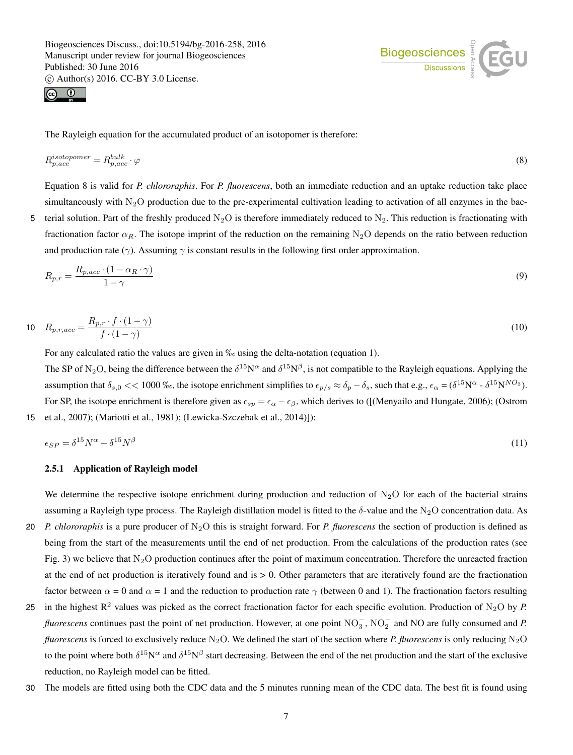The Rayleigh equation for the accumulated product of an isotopomer is therefore:

$$R_{p,acc}^{isotopomer} = R_{p,acc}^{bulk} \cdot \varphi \tag{8}$$

Equation 8 is valid for *P. chlororaphis*. For *P. fluorescens*, both an immediate reduction and an uptake reduction take place simultaneously with $N_2O$ production due to the pre-experimental cultivation leading to activation of all enzymes in the bacterial solution. Part of the freshly produced $N_2O$ is therefore immediately reduced to $N_2$. This reduction is fractionating with fractionation factor $\alpha_R$. The isotope imprint of the reduction on the remaining $N_2O$ depends on the ratio between reduction and production rate ($\gamma$). Assuming $\gamma$ is constant results in the following first order approximation.

$$R_{p,r} = \frac{R_{p,acc} \cdot (1 - \alpha_R \cdot \gamma)}{1 - \gamma} \tag{9}$$

$$R_{p,r,acc} = \frac{R_{p,r} \cdot f \cdot (1 - \gamma)}{f \cdot (1 - \gamma)} \tag{10}$$

For any calculated ratio the values are given in ‰ using the delta-notation (equation 1).

The SP of $N_2O$, being the difference between the $\delta^{15}N^{\alpha}$ and $\delta^{15}N^{\beta}$, is not compatible to the Rayleigh equations. Applying the assumption that $\delta_{s,0} << 1000$ ‰, the isotope enrichment simplifies to $\epsilon_{p/s} \approx \delta_p - \delta_s$, such that e.g., $\epsilon_{\alpha}$ = ($\delta^{15}N^{\alpha}$ - $\delta^{15}N^{NO_3}$). For SP, the isotope enrichment is therefore given as $\epsilon_{sp} = \epsilon_{\alpha} - \epsilon_{\beta}$, which derives to ([(Menyailo and Hungate, 2006); (Ostrom et al., 2007); (Mariotti et al., 1981); (Lewicka-Szczebak et al., 2014)]):

$$\epsilon_{SP} = \delta^{15}N^{\alpha} - \delta^{15}N^{\beta} \tag{11}$$

### 2.5.1 Application of Rayleigh model

We determine the respective isotope enrichment during production and reduction of $N_2O$ for each of the bacterial strains assuming a Rayleigh type process. The Rayleigh distillation model is fitted to the $\delta$-value and the $N_2O$ concentration data. As *P. chlororaphis* is a pure producer of $N_2O$ this is straight forward. For *P. fluorescens* the section of production is defined as being from the start of the measurements until the end of net production. From the calculations of the production rates (see Fig. 3) we believe that $N_2O$ production continues after the point of maximum concentration. Therefore the unreacted fraction at the end of net production is iteratively found and is > 0. Other parameters that are iteratively found are the fractionation factor between $\alpha$ = 0 and $\alpha$ = 1 and the reduction to production rate $\gamma$ (between 0 and 1). The fractionation factors resulting in the highest $R^2$ values was picked as the correct fractionation factor for each specific evolution. Production of $N_2O$ by *P. fluorescens* continues past the point of net production. However, at one point $NO_3^-$, $NO_2^-$ and NO are fully consumed and *P. fluorescens* is forced to exclusively reduce $N_2O$. We defined the start of the section where *P. fluorescens* is only reducing $N_2O$ to the point where both $\delta^{15}N^{\alpha}$ and $\delta^{15}N^{\beta}$ start decreasing. Between the end of the net production and the start of the exclusive reduction, no Rayleigh model can be fitted.

The models are fitted using both the CDC data and the 5 minutes running mean of the CDC data. The best fit is found using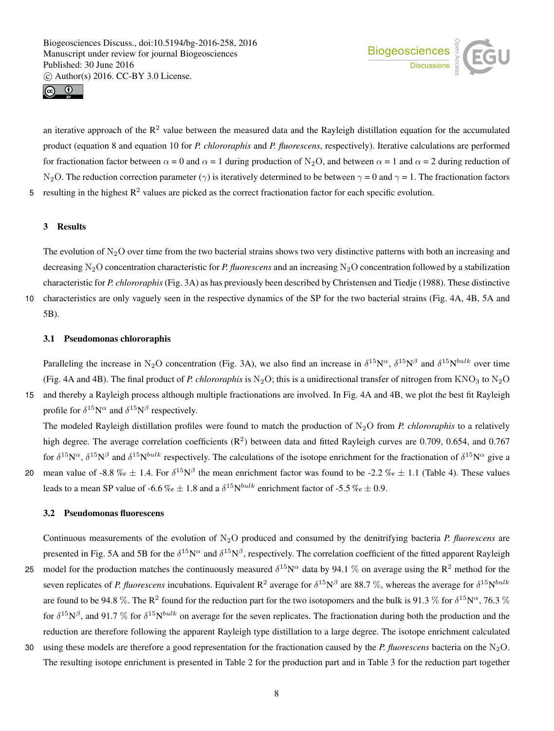an iterative approach of the $R^2$ value between the measured data and the Rayleigh distillation equation for the accumulated product (equation 8 and equation 10 for *P. chlororaphis* and *P. fluorescens*, respectively). Iterative calculations are performed for fractionation factor between $\alpha = 0$ and $\alpha = 1$ during production of $N_2O$, and between $\alpha = 1$ and $\alpha = 2$ during reduction of $N_2O$. The reduction correction parameter ($\gamma$) is iteratively determined to be between $\gamma = 0$ and $\gamma = 1$. The fractionation factors resulting in the highest $R^2$ values are picked as the correct fractionation factor for each specific evolution.

## 3 Results

The evolution of $N_2O$ over time from the two bacterial strains shows two very distinctive patterns with both an increasing and decreasing $N_2O$ concentration characteristic for *P. fluorescens* and an increasing $N_2O$ concentration followed by a stabilization characteristic for *P. chlororaphis* (Fig. 3A) as has previously been described by Christensen and Tiedje (1988). These distinctive characteristics are only vaguely seen in the respective dynamics of the SP for the two bacterial strains (Fig. 4A, 4B, 5A and 5B).

### 3.1 Pseudomonas chlororaphis

Paralleling the increase in $N_2O$ concentration (Fig. 3A), we also find an increase in $\delta^{15}N^{\alpha}$, $\delta^{15}N^{\beta}$ and $\delta^{15}N^{bulk}$ over time (Fig. 4A and 4B). The final product of *P. chlororaphis* is $N_2O$; this is a unidirectional transfer of nitrogen from $KNO_3$ to $N_2O$ and thereby a Rayleigh process although multiple fractionations are involved. In Fig. 4A and 4B, we plot the best fit Rayleigh profile for $\delta^{15}N^{\alpha}$ and $\delta^{15}N^{\beta}$ respectively.

The modeled Rayleigh distillation profiles were found to match the production of $N_2O$ from *P. chlororaphis* to a relatively high degree. The average correlation coefficients ($R^2$) between data and fitted Rayleigh curves are 0.709, 0.654, and 0.767 for $\delta^{15}N^{\alpha}$, $\delta^{15}N^{\beta}$ and $\delta^{15}N^{bulk}$ respectively. The calculations of the isotope enrichment for the fractionation of $\delta^{15}N^{\alpha}$ give a mean value of -8.8 ‰ ± 1.4. For $\delta^{15}N^{\beta}$ the mean enrichment factor was found to be -2.2 ‰ ± 1.1 (Table 4). These values leads to a mean SP value of -6.6 ‰ ± 1.8 and a $\delta^{15}N^{bulk}$ enrichment factor of -5.5 ‰ ± 0.9.

### 3.2 Pseudomonas fluorescens

Continuous measurements of the evolution of $N_2O$ produced and consumed by the denitrifying bacteria *P. fluorescens* are presented in Fig. 5A and 5B for the $\delta^{15}N^{\alpha}$ and $\delta^{15}N^{\beta}$, respectively. The correlation coefficient of the fitted apparent Rayleigh model for the production matches the continuously measured $\delta^{15}N^{\alpha}$ data by 94.1 % on average using the $R^2$ method for the seven replicates of *P. fluorescens* incubations. Equivalent $R^2$ average for $\delta^{15}N^{\beta}$ are 88.7 %, whereas the average for $\delta^{15}N^{bulk}$ are found to be 94.8 %. The $R^2$ found for the reduction part for the two isotopomers and the bulk is 91.3 % for $\delta^{15}N^{\alpha}$, 76.3 % for $\delta^{15}N^{\beta}$, and 91.7 % for $\delta^{15}N^{bulk}$ on average for the seven replicates. The fractionation during both the production and the reduction are therefore following the apparent Rayleigh type distillation to a large degree. The isotope enrichment calculated using these models are therefore a good representation for the fractionation caused by the *P. fluorescens* bacteria on the $N_2O$. The resulting isotope enrichment is presented in Table 2 for the production part and in Table 3 for the reduction part together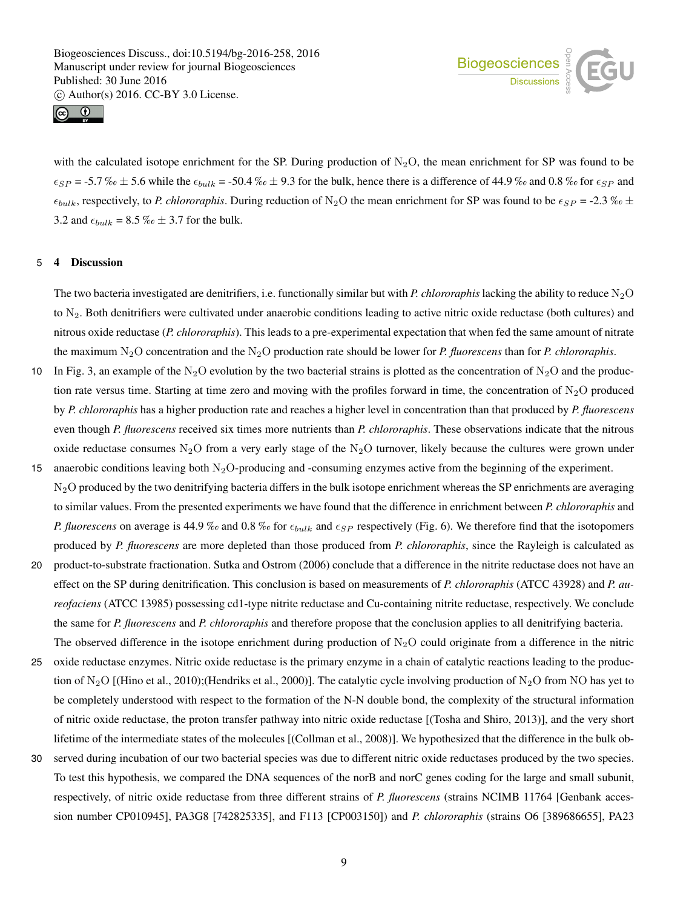with the calculated isotope enrichment for the SP. During production of $N_2O$, the mean enrichment for SP was found to be $\epsilon_{SP}$ = -5.7 ‰ ± 5.6 while the $\epsilon_{bulk}$ = -50.4 ‰ ± 9.3 for the bulk, hence there is a difference of 44.9 ‰ and 0.8 ‰ for $\epsilon_{SP}$ and $\epsilon_{bulk}$, respectively, to *P. chlororaphis*. During reduction of $N_2O$ the mean enrichment for SP was found to be $\epsilon_{SP}$ = -2.3 ‰ ± 3.2 and $\epsilon_{bulk}$ = 8.5 ‰ ± 3.7 for the bulk.

## 4 Discussion

The two bacteria investigated are denitrifiers, i.e. functionally similar but with *P. chlororaphis* lacking the ability to reduce $N_2O$ to $N_2$. Both denitrifiers were cultivated under anaerobic conditions leading to active nitric oxide reductase (both cultures) and nitrous oxide reductase (*P. chlororaphis*). This leads to a pre-experimental expectation that when fed the same amount of nitrate the maximum $N_2O$ concentration and the $N_2O$ production rate should be lower for *P. fluorescens* than for *P. chlororaphis*.

In Fig. 3, an example of the $N_2O$ evolution by the two bacterial strains is plotted as the concentration of $N_2O$ and the production rate versus time. Starting at time zero and moving with the profiles forward in time, the concentration of $N_2O$ produced by *P. chlororaphis* has a higher production rate and reaches a higher level in concentration than that produced by *P. fluorescens* even though *P. fluorescens* received six times more nutrients than *P. chlororaphis*. These observations indicate that the nitrous oxide reductase consumes $N_2O$ from a very early stage of the $N_2O$ turnover, likely because the cultures were grown under anaerobic conditions leaving both $N_2O$-producing and -consuming enzymes active from the beginning of the experiment.

$N_2O$ produced by the two denitrifying bacteria differs in the bulk isotope enrichment whereas the SP enrichments are averaging to similar values. From the presented experiments we have found that the difference in enrichment between *P. chlororaphis* and *P. fluorescens* on average is 44.9 ‰ and 0.8 ‰ for $\epsilon_{bulk}$ and $\epsilon_{SP}$ respectively (Fig. 6). We therefore find that the isotopomers produced by *P. fluorescens* are more depleted than those produced from *P. chlororaphis*, since the Rayleigh is calculated as product-to-substrate fractionation. Sutka and Ostrom (2006) conclude that a difference in the nitrite reductase does not have an effect on the SP during denitrification. This conclusion is based on measurements of *P. chlororaphis* (ATCC 43928) and *P. aureofaciens* (ATCC 13985) possessing cd1-type nitrite reductase and Cu-containing nitrite reductase, respectively. We conclude the same for *P. fluorescens* and *P. chlororaphis* and therefore propose that the conclusion applies to all denitrifying bacteria.

The observed difference in the isotope enrichment during production of $N_2O$ could originate from a difference in the nitric oxide reductase enzymes. Nitric oxide reductase is the primary enzyme in a chain of catalytic reactions leading to the production of $N_2O$ [(Hino et al., 2010);(Hendriks et al., 2000)]. The catalytic cycle involving production of $N_2O$ from NO has yet to be completely understood with respect to the formation of the N-N double bond, the complexity of the structural information of nitric oxide reductase, the proton transfer pathway into nitric oxide reductase [(Tosha and Shiro, 2013)], and the very short lifetime of the intermediate states of the molecules [(Collman et al., 2008)]. We hypothesized that the difference in the bulk observed during incubation of our two bacterial species was due to different nitric oxide reductases produced by the two species. To test this hypothesis, we compared the DNA sequences of the norB and norC genes coding for the large and small subunit, respectively, of nitric oxide reductase from three different strains of *P. fluorescens* (strains NCIMB 11764 [Genbank accession number CP010945], PA3G8 [742825335], and F113 [CP003150]) and *P. chlororaphis* (strains O6 [389686655], PA23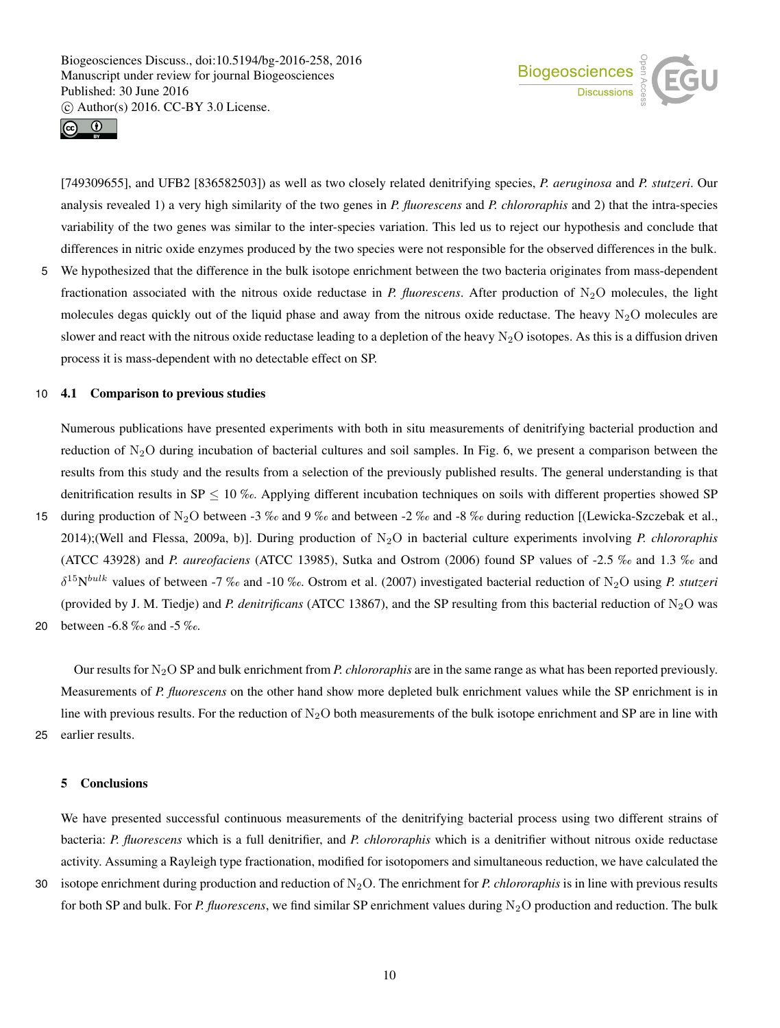[749309655], and UFB2 [836582503]) as well as two closely related denitrifying species, *P. aeruginosa* and *P. stutzeri*. Our analysis revealed 1) a very high similarity of the two genes in *P. fluorescens* and *P. chlororaphis* and 2) that the intra-species variability of the two genes was similar to the inter-species variation. This led us to reject our hypothesis and conclude that differences in nitric oxide enzymes produced by the two species were not responsible for the observed differences in the bulk.

We hypothesized that the difference in the bulk isotope enrichment between the two bacteria originates from mass-dependent fractionation associated with the nitrous oxide reductase in *P. fluorescens*. After production of $N_2O$ molecules, the light molecules degas quickly out of the liquid phase and away from the nitrous oxide reductase. The heavy $N_2O$ molecules are slower and react with the nitrous oxide reductase leading to a depletion of the heavy $N_2O$ isotopes. As this is a diffusion driven process it is mass-dependent with no detectable effect on SP.

## 4.1 Comparison to previous studies

Numerous publications have presented experiments with both in situ measurements of denitrifying bacterial production and reduction of $N_2O$ during incubation of bacterial cultures and soil samples. In Fig. 6, we present a comparison between the results from this study and the results from a selection of the previously published results. The general understanding is that denitrification results in SP $\leq$ 10 ‰. Applying different incubation techniques on soils with different properties showed SP during production of $N_2O$ between -3 ‰ and 9 ‰ and between -2 ‰ and -8 ‰ during reduction [(Lewicka-Szczebak et al., 2014);(Well and Flessa, 2009a, b)]. During production of $N_2O$ in bacterial culture experiments involving *P. chlororaphis* (ATCC 43928) and *P. aureofaciens* (ATCC 13985), Sutka and Ostrom (2006) found SP values of -2.5 ‰ and 1.3 ‰ and $\delta^{15}N^{bulk}$ values of between -7 ‰ and -10 ‰. Ostrom et al. (2007) investigated bacterial reduction of $N_2O$ using *P. stutzeri* (provided by J. M. Tiedje) and *P. denitrificans* (ATCC 13867), and the SP resulting from this bacterial reduction of $N_2O$ was between -6.8 ‰ and -5 ‰.

Our results for $N_2O$ SP and bulk enrichment from *P. chlororaphis* are in the same range as what has been reported previously. Measurements of *P. fluorescens* on the other hand show more depleted bulk enrichment values while the SP enrichment is in line with previous results. For the reduction of $N_2O$ both measurements of the bulk isotope enrichment and SP are in line with earlier results.

# 5 Conclusions

We have presented successful continuous measurements of the denitrifying bacterial process using two different strains of bacteria: *P. fluorescens* which is a full denitrifier, and *P. chlororaphis* which is a denitrifier without nitrous oxide reductase activity. Assuming a Rayleigh type fractionation, modified for isotopomers and simultaneous reduction, we have calculated the isotope enrichment during production and reduction of $N_2O$. The enrichment for *P. chlororaphis* is in line with previous results for both SP and bulk. For *P. fluorescens*, we find similar SP enrichment values during $N_2O$ production and reduction. The bulk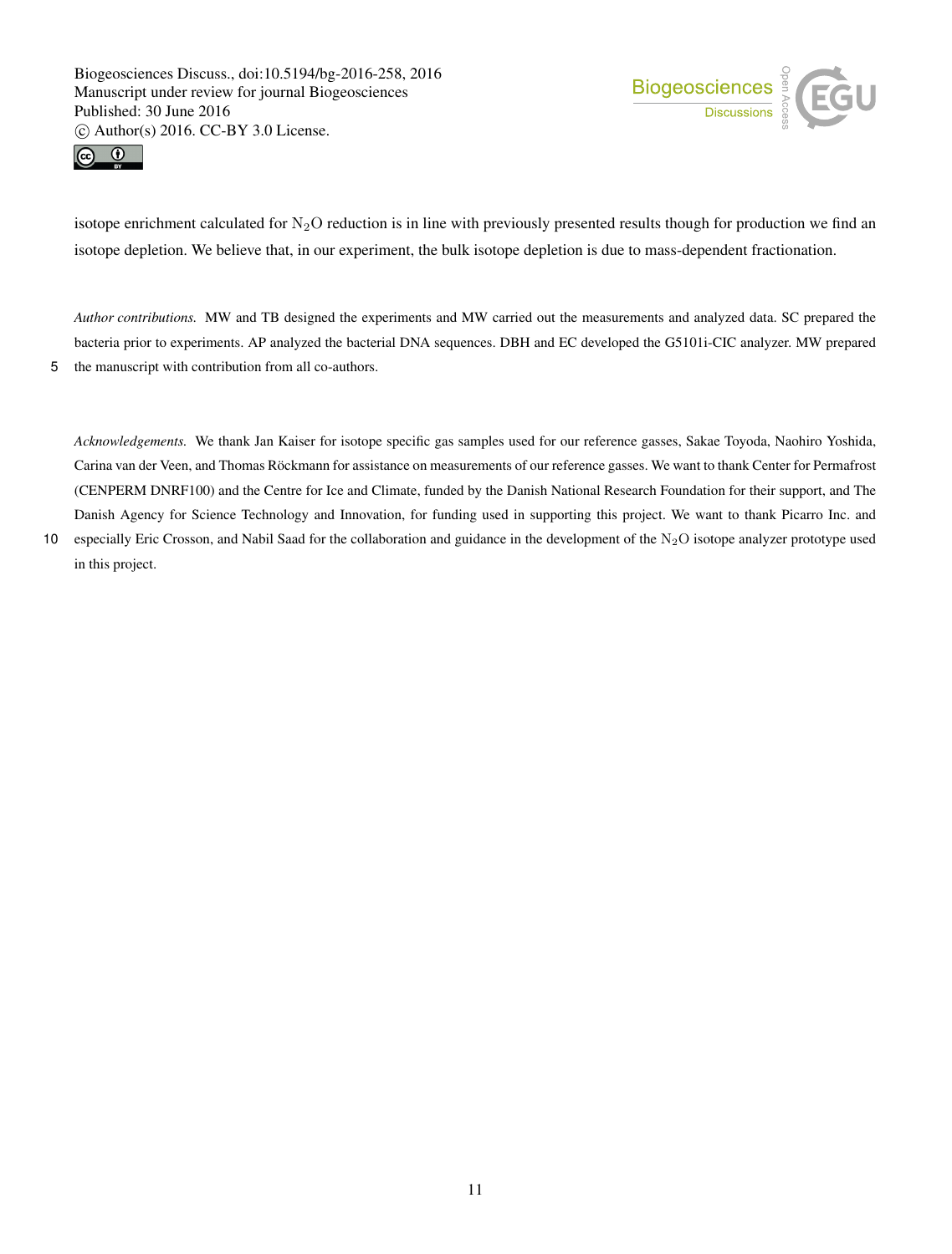isotope enrichment calculated for $N_2O$ reduction is in line with previously presented results though for production we find an isotope depletion. We believe that, in our experiment, the bulk isotope depletion is due to mass-dependent fractionation.

*Author contributions.* MW and TB designed the experiments and MW carried out the measurements and analyzed data. SC prepared the bacteria prior to experiments. AP analyzed the bacterial DNA sequences. DBH and EC developed the G5101i-CIC analyzer. MW prepared the manuscript with contribution from all co-authors.

*Acknowledgements.* We thank Jan Kaiser for isotope specific gas samples used for our reference gasses, Sakae Toyoda, Naohiro Yoshida, Carina van der Veen, and Thomas Röckmann for assistance on measurements of our reference gasses. We want to thank Center for Permafrost (CENPERM DNRF100) and the Centre for Ice and Climate, funded by the Danish National Research Foundation for their support, and The Danish Agency for Science Technology and Innovation, for funding used in supporting this project. We want to thank Picarro Inc. and especially Eric Crosson, and Nabil Saad for the collaboration and guidance in the development of the $N_2O$ isotope analyzer prototype used in this project.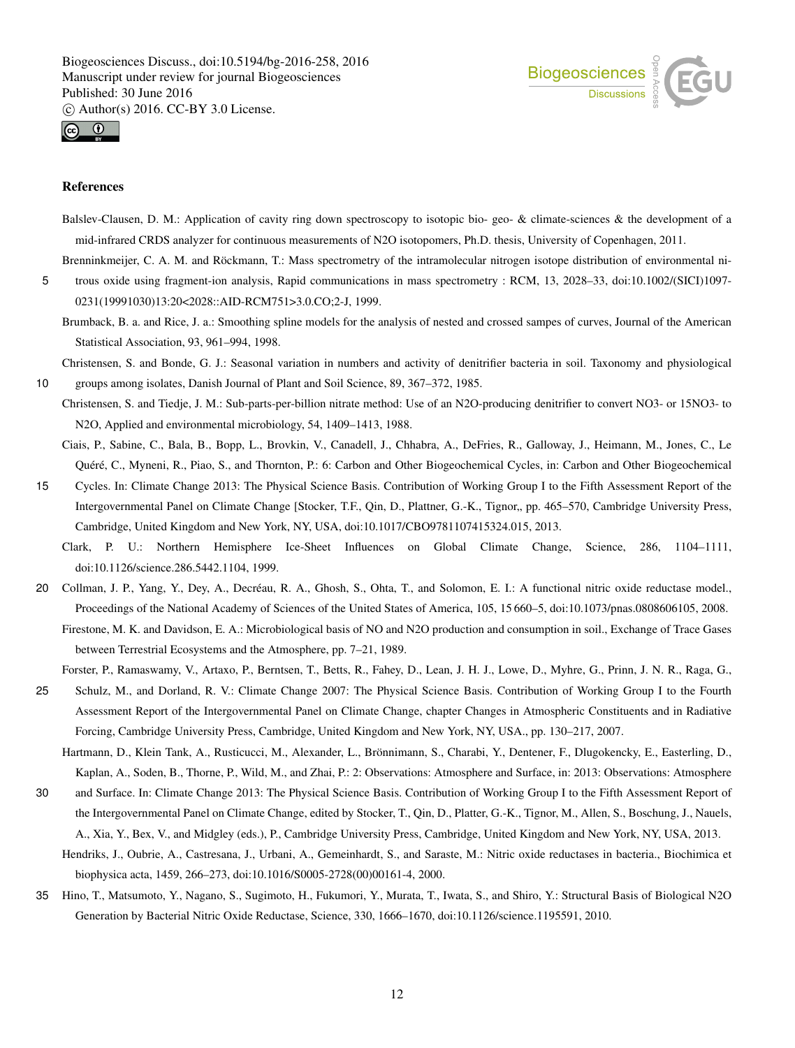## References

Balslev-Clausen, D. M.: Application of cavity ring down spectroscopy to isotopic bio- geo- & climate-sciences & the development of a mid-infrared CRDS analyzer for continuous measurements of N2O isotopomers, Ph.D. thesis, University of Copenhagen, 2011.

Brenninkmeijer, C. A. M. and Röckmann, T.: Mass spectrometry of the intramolecular nitrogen isotope distribution of environmental nitrous oxide using fragment-ion analysis, Rapid communications in mass spectrometry : RCM, 13, 2028–33, doi:10.1002/(SICI)1097-0231(19991030)13:20<2028::AID-RCM751>3.0.CO;2-J, 1999.

Brumback, B. a. and Rice, J. a.: Smoothing spline models for the analysis of nested and crossed sampes of curves, Journal of the American Statistical Association, 93, 961–994, 1998.

Christensen, S. and Bonde, G. J.: Seasonal variation in numbers and activity of denitrifier bacteria in soil. Taxonomy and physiological groups among isolates, Danish Journal of Plant and Soil Science, 89, 367–372, 1985.

Christensen, S. and Tiedje, J. M.: Sub-parts-per-billion nitrate method: Use of an N2O-producing denitrifier to convert NO3- or 15NO3- to N2O, Applied and environmental microbiology, 54, 1409–1413, 1988.

Ciais, P., Sabine, C., Bala, B., Bopp, L., Brovkin, V., Canadell, J., Chhabra, A., DeFries, R., Galloway, J., Heimann, M., Jones, C., Le Quéré, C., Myneni, R., Piao, S., and Thornton, P.: 6: Carbon and Other Biogeochemical Cycles, in: Carbon and Other Biogeochemical Cycles. In: Climate Change 2013: The Physical Science Basis. Contribution of Working Group I to the Fifth Assessment Report of the Intergovernmental Panel on Climate Change [Stocker, T.F., Qin, D., Plattner, G.-K., Tignor,, pp. 465–570, Cambridge University Press, Cambridge, United Kingdom and New York, NY, USA, doi:10.1017/CBO9781107415324.015, 2013.

Clark, P. U.: Northern Hemisphere Ice-Sheet Influences on Global Climate Change, Science, 286, 1104–1111, doi:10.1126/science.286.5442.1104, 1999.

Collman, J. P., Yang, Y., Dey, A., Decréau, R. A., Ghosh, S., Ohta, T., and Solomon, E. I.: A functional nitric oxide reductase model., Proceedings of the National Academy of Sciences of the United States of America, 105, 15 660–5, doi:10.1073/pnas.0808606105, 2008.

Firestone, M. K. and Davidson, E. A.: Microbiological basis of NO and N2O production and consumption in soil., Exchange of Trace Gases between Terrestrial Ecosystems and the Atmosphere, pp. 7–21, 1989.

Forster, P., Ramaswamy, V., Artaxo, P., Berntsen, T., Betts, R., Fahey, D., Lean, J. H. J., Lowe, D., Myhre, G., Prinn, J. N. R., Raga, G., Schulz, M., and Dorland, R. V.: Climate Change 2007: The Physical Science Basis. Contribution of Working Group I to the Fourth Assessment Report of the Intergovernmental Panel on Climate Change, chapter Changes in Atmospheric Constituents and in Radiative Forcing, Cambridge University Press, Cambridge, United Kingdom and New York, NY, USA., pp. 130–217, 2007.

Hartmann, D., Klein Tank, A., Rusticucci, M., Alexander, L., Brönnimann, S., Charabi, Y., Dentener, F., Dlugokencky, E., Easterling, D., Kaplan, A., Soden, B., Thorne, P., Wild, M., and Zhai, P.: 2: Observations: Atmosphere and Surface, in: 2013: Observations: Atmosphere and Surface. In: Climate Change 2013: The Physical Science Basis. Contribution of Working Group I to the Fifth Assessment Report of the Intergovernmental Panel on Climate Change, edited by Stocker, T., Qin, D., Platter, G.-K., Tignor, M., Allen, S., Boschung, J., Nauels, A., Xia, Y., Bex, V., and Midgley (eds.), P., Cambridge University Press, Cambridge, United Kingdom and New York, NY, USA, 2013.

Hendriks, J., Oubrie, A., Castresana, J., Urbani, A., Gemeinhardt, S., and Saraste, M.: Nitric oxide reductases in bacteria., Biochimica et biophysica acta, 1459, 266–273, doi:10.1016/S0005-2728(00)00161-4, 2000.

Hino, T., Matsumoto, Y., Nagano, S., Sugimoto, H., Fukumori, Y., Murata, T., Iwata, S., and Shiro, Y.: Structural Basis of Biological N2O Generation by Bacterial Nitric Oxide Reductase, Science, 330, 1666–1670, doi:10.1126/science.1195591, 2010.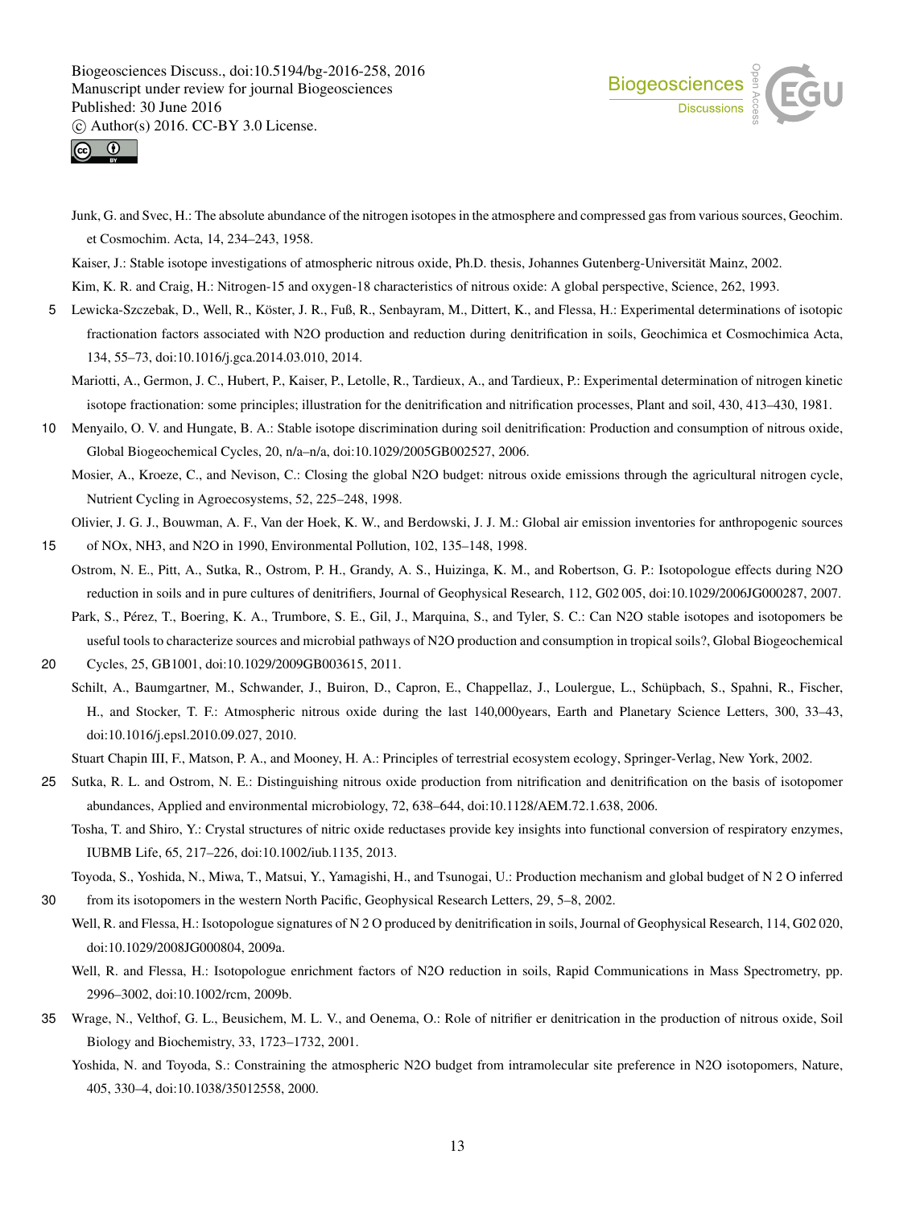Junk, G. and Svec, H.: The absolute abundance of the nitrogen isotopes in the atmosphere and compressed gas from various sources, Geochim. et Cosmochim. Acta, 14, 234–243, 1958.

Kaiser, J.: Stable isotope investigations of atmospheric nitrous oxide, Ph.D. thesis, Johannes Gutenberg-Universität Mainz, 2002.

Kim, K. R. and Craig, H.: Nitrogen-15 and oxygen-18 characteristics of nitrous oxide: A global perspective, Science, 262, 1993.

Lewicka-Szczebak, D., Well, R., Köster, J. R., Fuß, R., Senbayram, M., Dittert, K., and Flessa, H.: Experimental determinations of isotopic fractionation factors associated with N2O production and reduction during denitrification in soils, Geochimica et Cosmochimica Acta, 134, 55–73, doi:10.1016/j.gca.2014.03.010, 2014.

Mariotti, A., Germon, J. C., Hubert, P., Kaiser, P., Letolle, R., Tardieux, A., and Tardieux, P.: Experimental determination of nitrogen kinetic isotope fractionation: some principles; illustration for the denitrification and nitrification processes, Plant and soil, 430, 413–430, 1981.

Menyailo, O. V. and Hungate, B. A.: Stable isotope discrimination during soil denitrification: Production and consumption of nitrous oxide, Global Biogeochemical Cycles, 20, n/a–n/a, doi:10.1029/2005GB002527, 2006.

Mosier, A., Kroeze, C., and Nevison, C.: Closing the global N2O budget: nitrous oxide emissions through the agricultural nitrogen cycle, Nutrient Cycling in Agroecosystems, 52, 225–248, 1998.

Olivier, J. G. J., Bouwman, A. F., Van der Hoek, K. W., and Berdowski, J. J. M.: Global air emission inventories for anthropogenic sources of NOx, NH3, and N2O in 1990, Environmental Pollution, 102, 135–148, 1998.

Ostrom, N. E., Pitt, A., Sutka, R., Ostrom, P. H., Grandy, A. S., Huizinga, K. M., and Robertson, G. P.: Isotopologue effects during N2O reduction in soils and in pure cultures of denitrifiers, Journal of Geophysical Research, 112, G02 005, doi:10.1029/2006JG000287, 2007.

Park, S., Pérez, T., Boering, K. A., Trumbore, S. E., Gil, J., Marquina, S., and Tyler, S. C.: Can N2O stable isotopes and isotopomers be useful tools to characterize sources and microbial pathways of N2O production and consumption in tropical soils?, Global Biogeochemical Cycles, 25, GB1001, doi:10.1029/2009GB003615, 2011.

Schilt, A., Baumgartner, M., Schwander, J., Buiron, D., Capron, E., Chappellaz, J., Loulergue, L., Schüpbach, S., Spahni, R., Fischer, H., and Stocker, T. F.: Atmospheric nitrous oxide during the last 140,000years, Earth and Planetary Science Letters, 300, 33–43, doi:10.1016/j.epsl.2010.09.027, 2010.

Stuart Chapin III, F., Matson, P. A., and Mooney, H. A.: Principles of terrestrial ecosystem ecology, Springer-Verlag, New York, 2002.

Sutka, R. L. and Ostrom, N. E.: Distinguishing nitrous oxide production from nitrification and denitrification on the basis of isotopomer abundances, Applied and environmental microbiology, 72, 638–644, doi:10.1128/AEM.72.1.638, 2006.

Tosha, T. and Shiro, Y.: Crystal structures of nitric oxide reductases provide key insights into functional conversion of respiratory enzymes, IUBMB Life, 65, 217–226, doi:10.1002/iub.1135, 2013.

Toyoda, S., Yoshida, N., Miwa, T., Matsui, Y., Yamagishi, H., and Tsunogai, U.: Production mechanism and global budget of N 2 O inferred from its isotopomers in the western North Pacific, Geophysical Research Letters, 29, 5–8, 2002.

Well, R. and Flessa, H.: Isotopologue signatures of N 2 O produced by denitrification in soils, Journal of Geophysical Research, 114, G02 020, doi:10.1029/2008JG000804, 2009a.

Well, R. and Flessa, H.: Isotopologue enrichment factors of N2O reduction in soils, Rapid Communications in Mass Spectrometry, pp. 2996–3002, doi:10.1002/rcm, 2009b.

Wrage, N., Velthof, G. L., Beusichem, M. L. V., and Oenema, O.: Role of nitrifier er denitrication in the production of nitrous oxide, Soil Biology and Biochemistry, 33, 1723–1732, 2001.

Yoshida, N. and Toyoda, S.: Constraining the atmospheric N2O budget from intramolecular site preference in N2O isotopomers, Nature, 405, 330–4, doi:10.1038/35012558, 2000.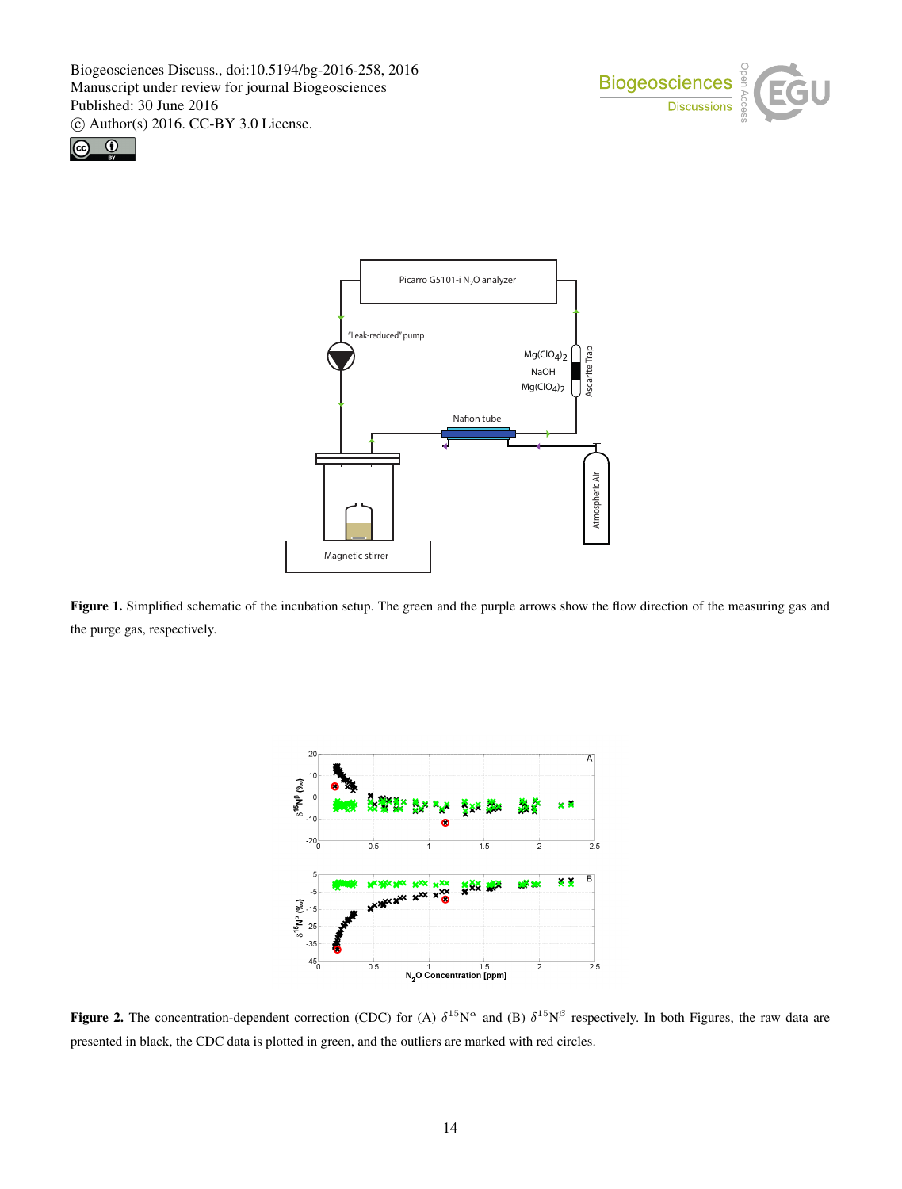**Figure 1.** Simplified schematic of the incubation setup. The green and the purple arrows show the flow direction of the measuring gas and the purge gas, respectively.

**Figure 2.** The concentration-dependent correction (CDC) for (A) $\delta^{15}N^{\alpha}$ and (B) $\delta^{15}N^{\beta}$ respectively. In both Figures, the raw data are presented in black, the CDC data is plotted in green, and the outliers are marked with red circles.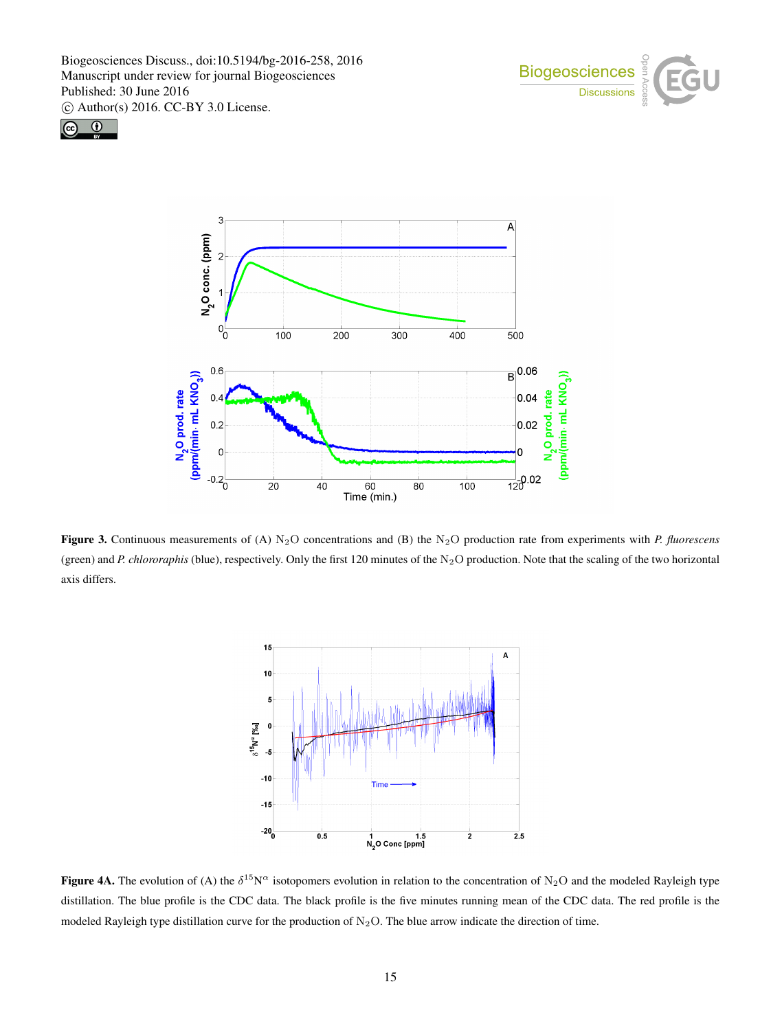**Figure 3.** Continuous measurements of (A) $N_2O$ concentrations and (B) the $N_2O$ production rate from experiments with *P. fluorescens* (green) and *P. chlororaphis* (blue), respectively. Only the first 120 minutes of the $N_2O$ production. Note that the scaling of the two horizontal axis differs.

**Figure 4A.** The evolution of (A) the $\delta^{15}N^{\alpha}$ isotopomers evolution in relation to the concentration of $N_2O$ and the modeled Rayleigh type distillation. The blue profile is the CDC data. The black profile is the five minutes running mean of the CDC data. The red profile is the modeled Rayleigh type distillation curve for the production of $N_2O$. The blue arrow indicate the direction of time.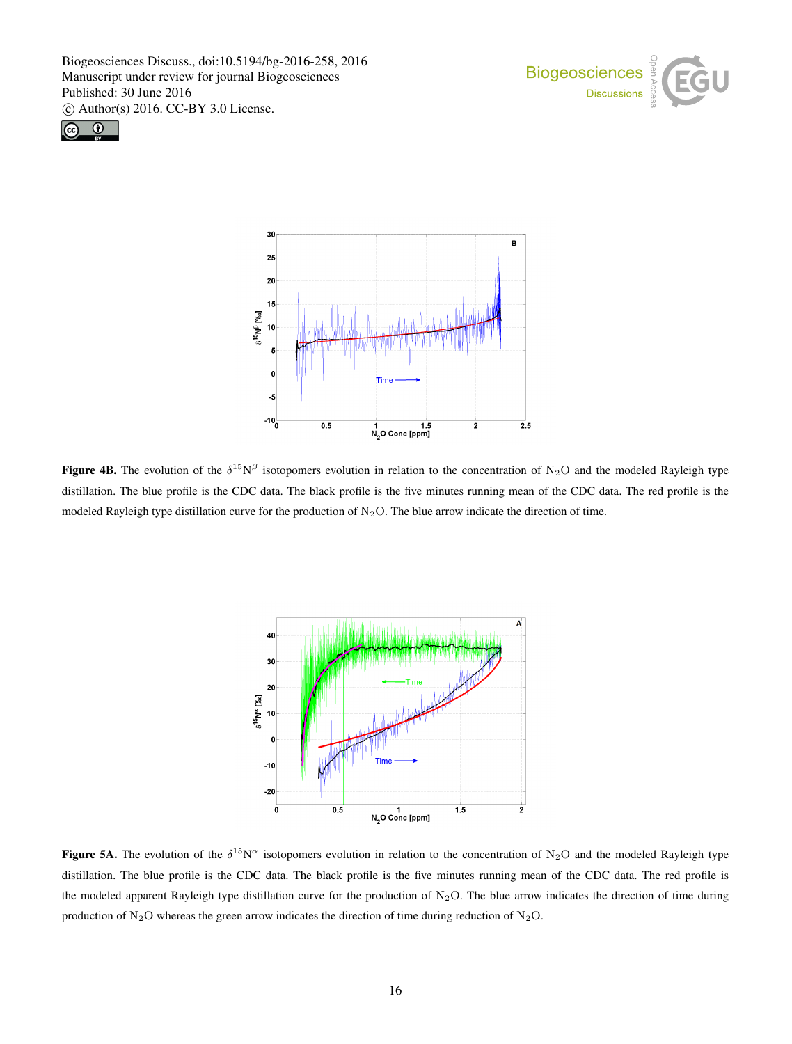**Figure 4B.** The evolution of the $\delta^{15}N^{\beta}$ isotopomers evolution in relation to the concentration of $N_2O$ and the modeled Rayleigh type distillation. The blue profile is the CDC data. The black profile is the five minutes running mean of the CDC data. The red profile is the modeled Rayleigh type distillation curve for the production of $N_2O$. The blue arrow indicate the direction of time.

**Figure 5A.** The evolution of the $\delta^{15}N^{\alpha}$ isotopomers evolution in relation to the concentration of $N_2O$ and the modeled Rayleigh type distillation. The blue profile is the CDC data. The black profile is the five minutes running mean of the CDC data. The red profile is the modeled apparent Rayleigh type distillation curve for the production of $N_2O$. The blue arrow indicates the direction of time during production of $N_2O$ whereas the green arrow indicates the direction of time during reduction of $N_2O$.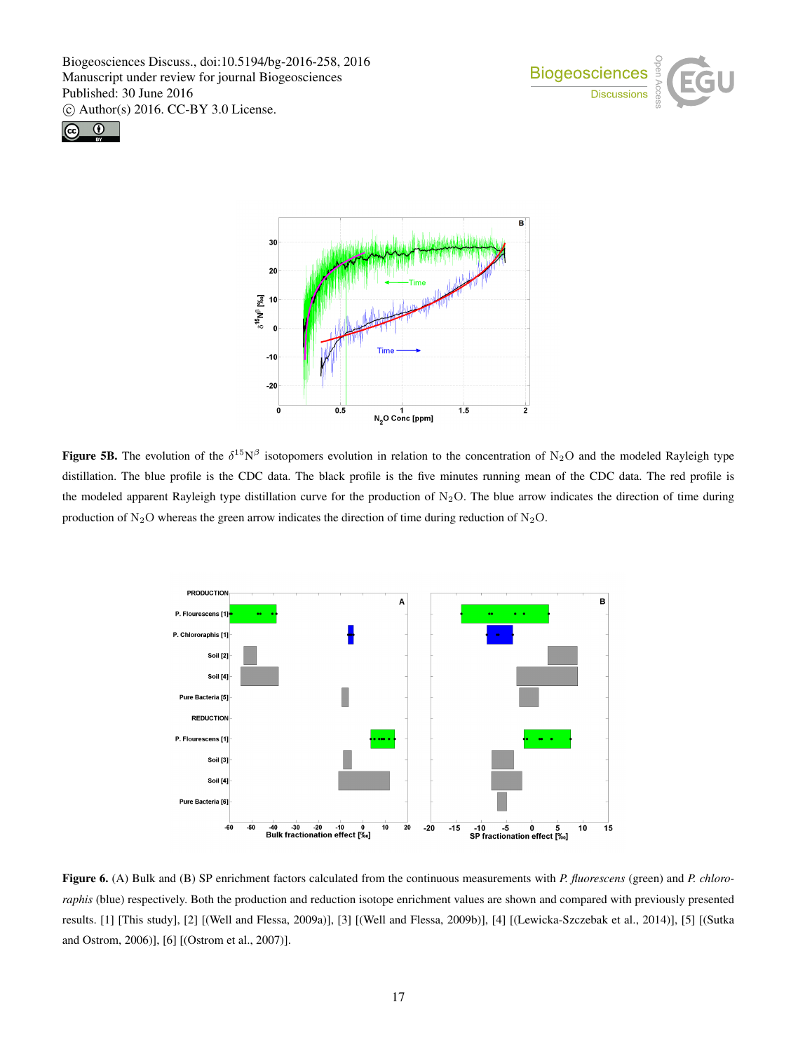**Figure 5B.** The evolution of the $\delta^{15}N^{\beta}$ isotopomers evolution in relation to the concentration of $N_2O$ and the modeled Rayleigh type distillation. The blue profile is the CDC data. The black profile is the five minutes running mean of the CDC data. The red profile is the modeled apparent Rayleigh type distillation curve for the production of $N_2O$. The blue arrow indicates the direction of time during production of $N_2O$ whereas the green arrow indicates the direction of time during reduction of $N_2O$.

**Figure 6.** (A) Bulk and (B) SP enrichment factors calculated from the continuous measurements with *P. fluorescens* (green) and *P. chlororaphis* (blue) respectively. Both the production and reduction isotope enrichment values are shown and compared with previously presented results. [1] [This study], [2] [(Well and Flessa, 2009a)], [3] [(Well and Flessa, 2009b)], [4] [(Lewicka-Szczebak et al., 2014)], [5] [(Sutka and Ostrom, 2006)], [6] [(Ostrom et al., 2007)].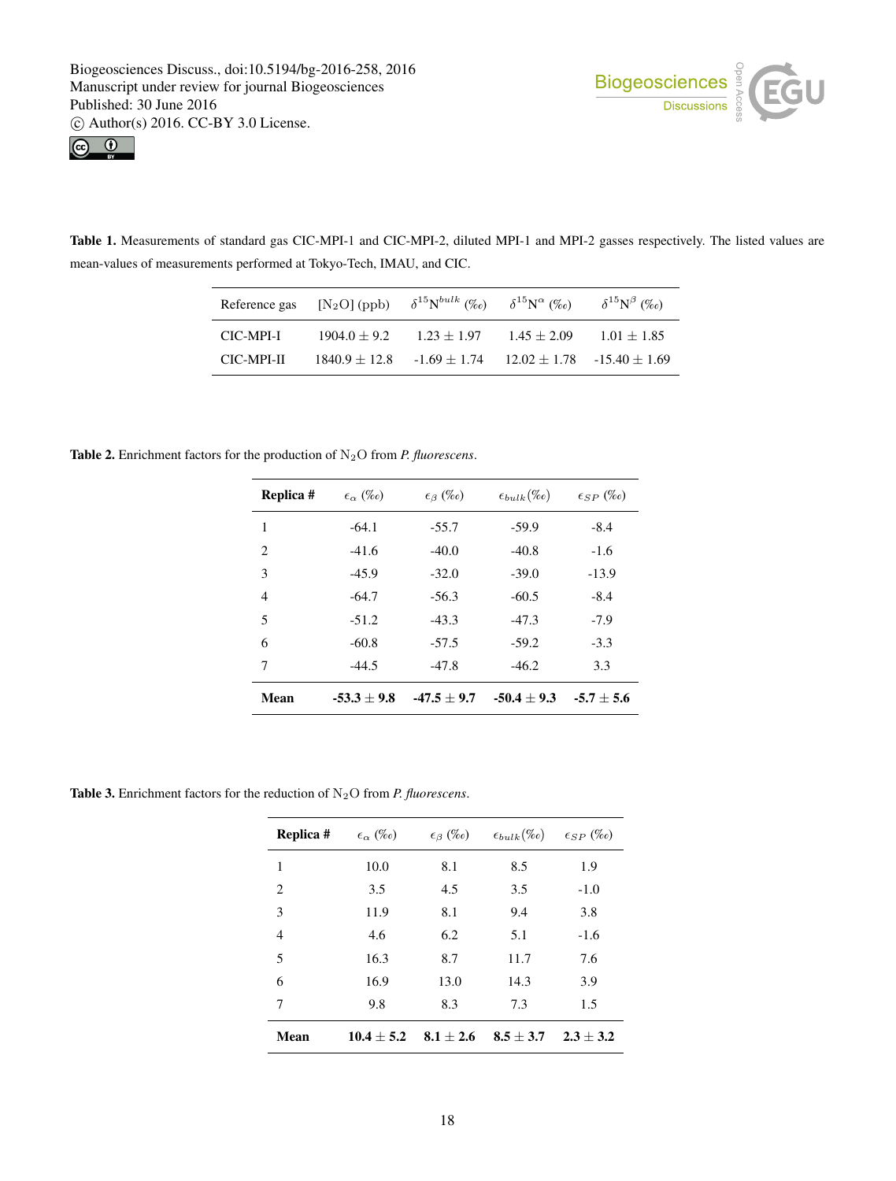**Table 1.** Measurements of standard gas CIC-MPI-1 and CIC-MPI-2, diluted MPI-1 and MPI-2 gasses respectively. The listed values are mean-values of measurements performed at Tokyo-Tech, IMAU, and CIC.

| Reference gas | $[N_2O]$ (ppb) | $\delta^{15}N^{bulk}$ (‰) | $\delta^{15}N^{\alpha}$ (‰) | $\delta^{15}N^{\beta}$ (‰) |
|---|---|---|---|---|
| CIC-MPI-I | 1904.0 ± 9.2 | 1.23 ± 1.97 | 1.45 ± 2.09 | 1.01 ± 1.85 |
| CIC-MPI-II | 1840.9 ± 12.8 | -1.69 ± 1.74 | 12.02 ± 1.78 | -15.40 ± 1.69 |

**Table 2.** Enrichment factors for the production of $N_2O$ from *P. fluorescens*.

| **Replica #** | $\epsilon_{\alpha}$ (‰) | $\epsilon_{\beta}$ (‰) | $\epsilon_{bulk}$(‰) | $\epsilon_{SP}$ (‰) |
|---|---|---|---|---|
| 1 | -64.1 | -55.7 | -59.9 | -8.4 |
| 2 | -41.6 | -40.0 | -40.8 | -1.6 |
| 3 | -45.9 | -32.0 | -39.0 | -13.9 |
| 4 | -64.7 | -56.3 | -60.5 | -8.4 |
| 5 | -51.2 | -43.3 | -47.3 | -7.9 |
| 6 | -60.8 | -57.5 | -59.2 | -3.3 |
| 7 | -44.5 | -47.8 | -46.2 | 3.3 |
| **Mean** | **-53.3 ± 9.8** | **-47.5 ± 9.7** | **-50.4 ± 9.3** | **-5.7 ± 5.6** |

**Table 3.** Enrichment factors for the reduction of $N_2O$ from *P. fluorescens*.

| **Replica #** | $\epsilon_{\alpha}$ (‰) | $\epsilon_{\beta}$ (‰) | $\epsilon_{bulk}$(‰) | $\epsilon_{SP}$ (‰) |
|---|---|---|---|---|
| 1 | 10.0 | 8.1 | 8.5 | 1.9 |
| 2 | 3.5 | 4.5 | 3.5 | -1.0 |
| 3 | 11.9 | 8.1 | 9.4 | 3.8 |
| 4 | 4.6 | 6.2 | 5.1 | -1.6 |
| 5 | 16.3 | 8.7 | 11.7 | 7.6 |
| 6 | 16.9 | 13.0 | 14.3 | 3.9 |
| 7 | 9.8 | 8.3 | 7.3 | 1.5 |
| **Mean** | **10.4 ± 5.2** | **8.1 ± 2.6** | **8.5 ± 3.7** | **2.3 ± 3.2** |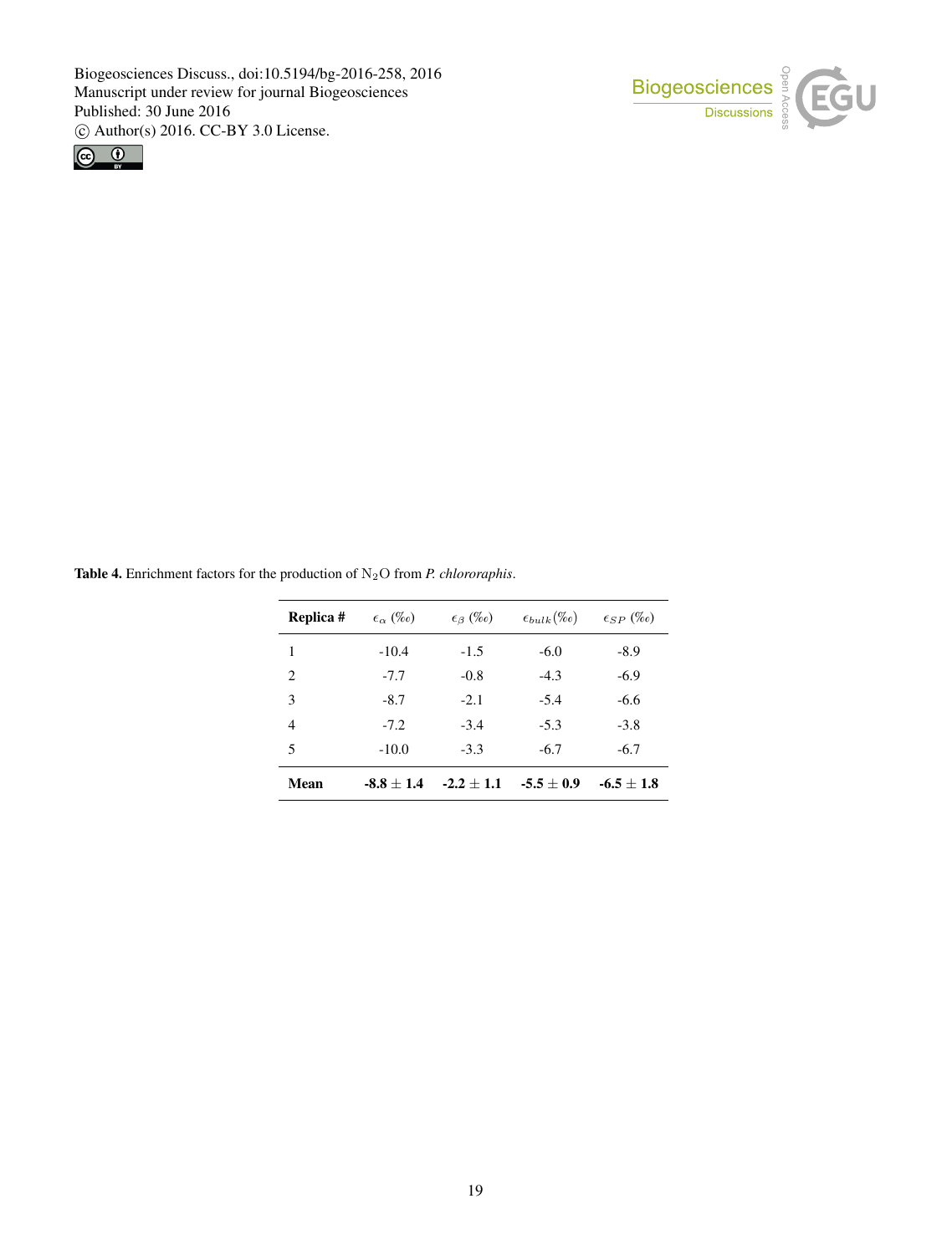**Table 4.** Enrichment factors for the production of $N_2O$ from *P. chlororaphis*.

| **Replica #** | $\epsilon_\alpha$ (‰) | $\epsilon_\beta$ (‰) | $\epsilon_{bulk}$(‰) | $\epsilon_{SP}$ (‰) |
|---|---|---|---|---|
| 1 | -10.4 | -1.5 | -6.0 | -8.9 |
| 2 | -7.7 | -0.8 | -4.3 | -6.9 |
| 3 | -8.7 | -2.1 | -5.4 | -6.6 |
| 4 | -7.2 | -3.4 | -5.3 | -3.8 |
| 5 | -10.0 | -3.3 | -6.7 | -6.7 |
| **Mean** | **-8.8 ± 1.4** | **-2.2 ± 1.1** | **-5.5 ± 0.9** | **-6.5 ± 1.8** |